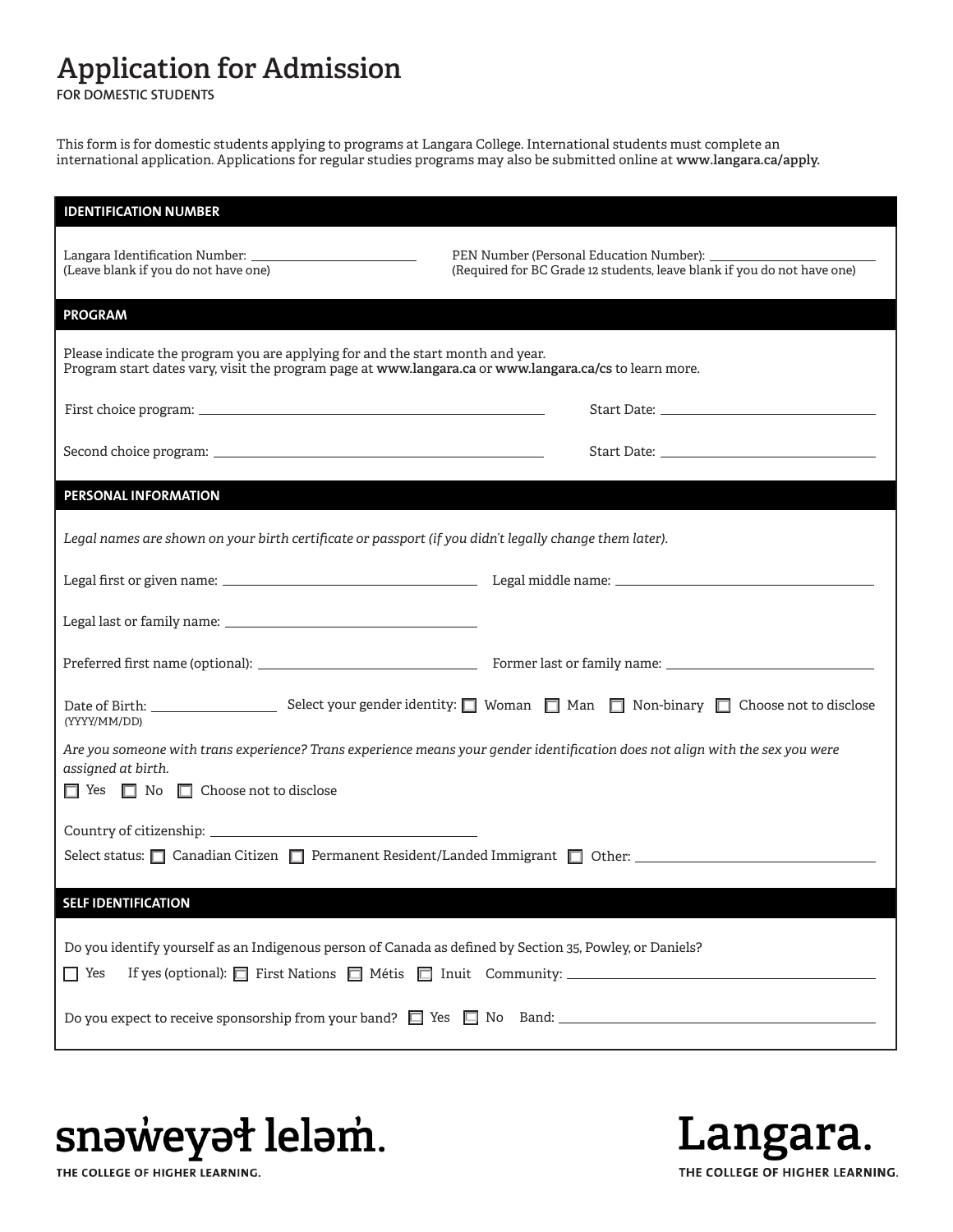# Application for Admission

FOR DOMESTIC STUDENTS

This form is for domestic students applying to programs at Langara College. International students must complete an international application. Applications for regular studies programs may also be submitted online at **www.langara.ca/apply.**

## IDENTIFICATION NUMBER

Langara Identification Number: ____________________
(Leave blank if you do not have one)

PEN Number (Personal Education Number): ____________________
(Required for BC Grade 12 students, leave blank if you do not have one)

## PROGRAM

Please indicate the program you are applying for and the start month and year.
Program start dates vary, visit the program page at **www.langara.ca** or **www.langara.ca/cs** to learn more.

First choice program: ____________________ Start Date: ____________________

Second choice program: ____________________ Start Date: ____________________

## PERSONAL INFORMATION

*Legal names are shown on your birth certificate or passport (if you didn't legally change them later).*

Legal first or given name: ____________________ Legal middle name: ____________________

Legal last or family name: ____________________

Preferred first name (optional): ____________________ Former last or family name: ____________________

Date of Birth: ____________________ (YYYY/MM/DD)

Select your gender identity: ☐ Woman ☐ Man ☐ Non-binary ☐ Choose not to disclose

*Are you someone with trans experience? Trans experience means your gender identification does not align with the sex you were assigned at birth.*

☐ Yes ☐ No ☐ Choose not to disclose

Country of citizenship: ____________________

Select status: ☐ Canadian Citizen ☐ Permanent Resident/Landed Immigrant ☐ Other: ____________________

## SELF IDENTIFICATION

Do you identify yourself as an Indigenous person of Canada as defined by Section 35, Powley, or Daniels?

☐ Yes If yes (optional): ☐ First Nations ☐ Métis ☐ Inuit Community: ____________________

Do you expect to receive sponsorship from your band? ☐ Yes ☐ No Band: ____________________

snəw̓eyəɬ leləm̓.
THE COLLEGE OF HIGHER LEARNING.

Langara.
THE COLLEGE OF HIGHER LEARNING.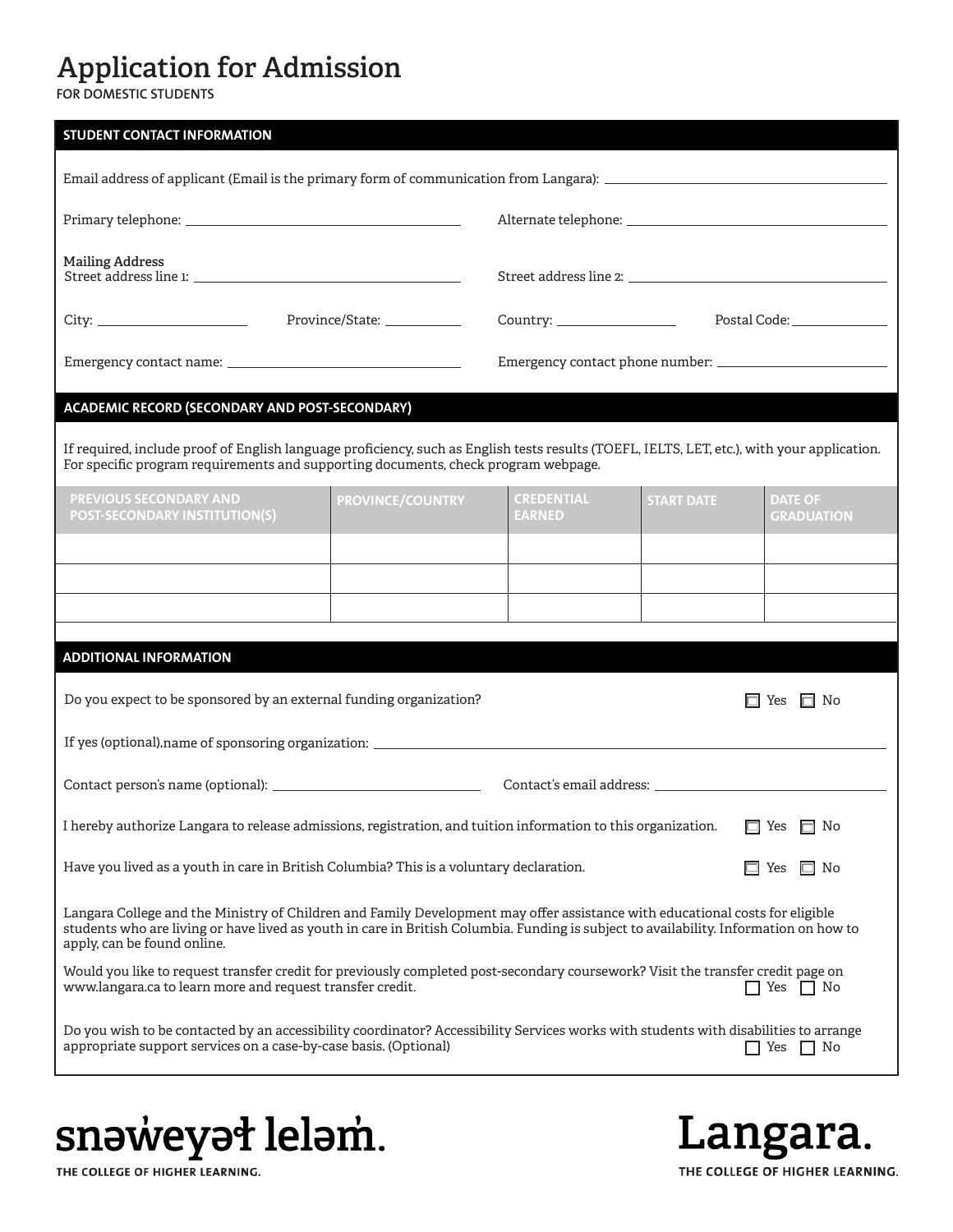# Application for Admission

FOR DOMESTIC STUDENTS

## STUDENT CONTACT INFORMATION

Email address of applicant (Email is the primary form of communication from Langara): ______________________

Primary telephone: ______________________ Alternate telephone: ______________________

**Mailing Address**
Street address line 1: ______________________ Street address line 2: ______________________

City: ______________ Province/State: ______________ Country: ______________ Postal Code: ______________

Emergency contact name: ______________________ Emergency contact phone number: ______________________

## ACADEMIC RECORD (SECONDARY AND POST-SECONDARY)

If required, include proof of English language proficiency, such as English tests results (TOEFL, IELTS, LET, etc.), with your application. For specific program requirements and supporting documents, check program webpage.

| PREVIOUS SECONDARY AND POST-SECONDARY INSTITUTION(S) | PROVINCE/COUNTRY | CREDENTIAL EARNED | START DATE | DATE OF GRADUATION |
|---|---|---|---|---|
| | | | | |
| | | | | |
| | | | | |

## ADDITIONAL INFORMATION

Do you expect to be sponsored by an external funding organization? ☐ Yes ☐ No

If yes (optional),name of sponsoring organization: ______________________

Contact person's name (optional): ______________________ Contact's email address: ______________________

I hereby authorize Langara to release admissions, registration, and tuition information to this organization. ☐ Yes ☐ No

Have you lived as a youth in care in British Columbia? This is a voluntary declaration. ☐ Yes ☐ No

Langara College and the Ministry of Children and Family Development may offer assistance with educational costs for eligible students who are living or have lived as youth in care in British Columbia. Funding is subject to availability. Information on how to apply, can be found online.

Would you like to request transfer credit for previously completed post-secondary coursework? Visit the transfer credit page on www.langara.ca to learn more and request transfer credit. ☐ Yes ☐ No

Do you wish to be contacted by an accessibility coordinator? Accessibility Services works with students with disabilities to arrange appropriate support services on a case-by-case basis. (Optional) ☐ Yes ☐ No

snəw̓eyəɬ leləm̓.
THE COLLEGE OF HIGHER LEARNING.

Langara.
THE COLLEGE OF HIGHER LEARNING.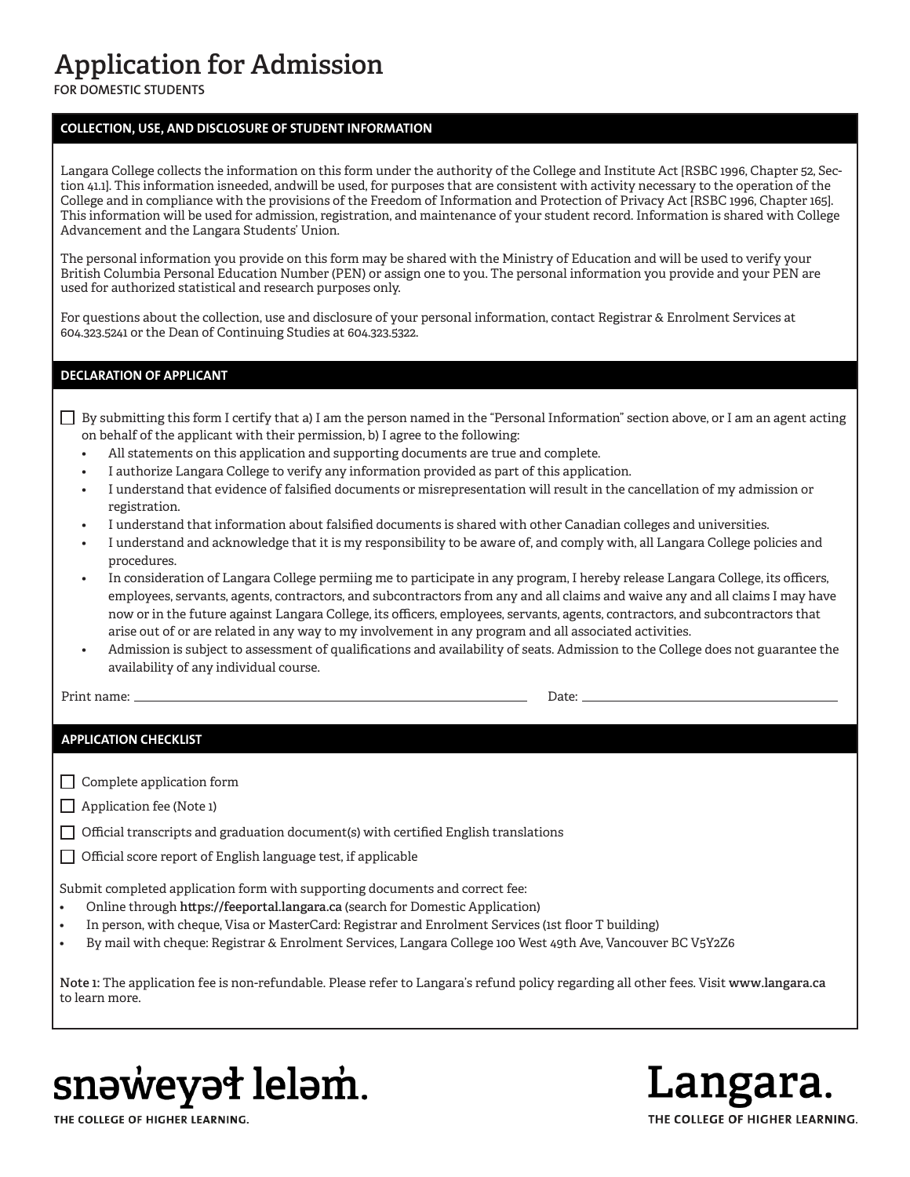# Application for Admission

FOR DOMESTIC STUDENTS

## COLLECTION, USE, AND DISCLOSURE OF STUDENT INFORMATION

Langara College collects the information on this form under the authority of the College and Institute Act [RSBC 1996, Chapter 52, Section 41.1]. This information isneeded, andwill be used, for purposes that are consistent with activity necessary to the operation of the College and in compliance with the provisions of the Freedom of Information and Protection of Privacy Act [RSBC 1996, Chapter 165]. This information will be used for admission, registration, and maintenance of your student record. Information is shared with College Advancement and the Langara Students' Union.

The personal information you provide on this form may be shared with the Ministry of Education and will be used to verify your British Columbia Personal Education Number (PEN) or assign one to you. The personal information you provide and your PEN are used for authorized statistical and research purposes only.

For questions about the collection, use and disclosure of your personal information, contact Registrar & Enrolment Services at 604.323.5241 or the Dean of Continuing Studies at 604.323.5322.

## DECLARATION OF APPLICANT

☐ By submitting this form I certify that a) I am the person named in the "Personal Information" section above, or I am an agent acting on behalf of the applicant with their permission, b) I agree to the following:

- All statements on this application and supporting documents are true and complete.
- I authorize Langara College to verify any information provided as part of this application.
- I understand that evidence of falsified documents or misrepresentation will result in the cancellation of my admission or registration.
- I understand that information about falsified documents is shared with other Canadian colleges and universities.
- I understand and acknowledge that it is my responsibility to be aware of, and comply with, all Langara College policies and procedures.
- In consideration of Langara College permiing me to participate in any program, I hereby release Langara College, its officers, employees, servants, agents, contractors, and subcontractors from any and all claims and waive any and all claims I may have now or in the future against Langara College, its officers, employees, servants, agents, contractors, and subcontractors that arise out of or are related in any way to my involvement in any program and all associated activities.
- Admission is subject to assessment of qualifications and availability of seats. Admission to the College does not guarantee the availability of any individual course.

Print name: ______________________ Date: ______________________

## APPLICATION CHECKLIST

☐ Complete application form

☐ Application fee (Note 1)

☐ Official transcripts and graduation document(s) with certified English translations

☐ Official score report of English language test, if applicable

Submit completed application form with supporting documents and correct fee:

- Online through **https://feeportal.langara.ca** (search for Domestic Application)
- In person, with cheque, Visa or MasterCard: Registrar and Enrolment Services (1st floor T building)
- By mail with cheque: Registrar & Enrolment Services, Langara College 100 West 49th Ave, Vancouver BC V5Y2Z6

**Note 1**: The application fee is non-refundable. Please refer to Langara's refund policy regarding all other fees. Visit **www.langara.ca** to learn more.

snəw̓eyəɬ leləm̓.
THE COLLEGE OF HIGHER LEARNING.

Langara.
THE COLLEGE OF HIGHER LEARNING.